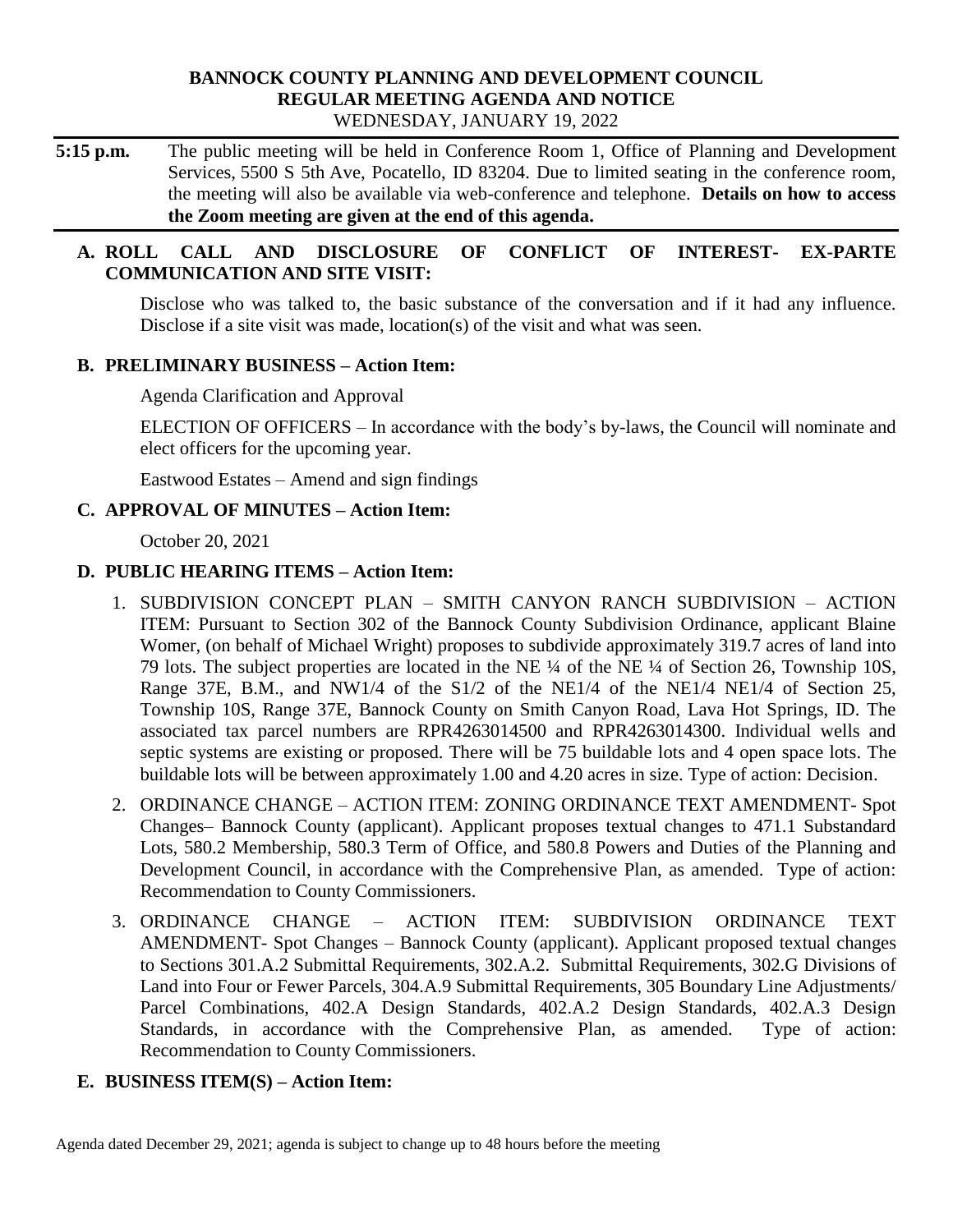# BANNOCK COUNTY PLANNING AND DEVELOPMENT COUNCIL
## REGULAR MEETING AGENDA AND NOTICE
WEDNESDAY, JANUARY 19, 2022

**5:15 p.m.** The public meeting will be held in Conference Room 1, Office of Planning and Development Services, 5500 S 5th Ave, Pocatello, ID 83204. Due to limited seating in the conference room, the meeting will also be available via web-conference and telephone. **Details on how to access the Zoom meeting are given at the end of this agenda.**

**A. ROLL CALL AND DISCLOSURE OF CONFLICT OF INTEREST- EX-PARTE COMMUNICATION AND SITE VISIT:**

Disclose who was talked to, the basic substance of the conversation and if it had any influence. Disclose if a site visit was made, location(s) of the visit and what was seen.

**B. PRELIMINARY BUSINESS – Action Item:**

Agenda Clarification and Approval

ELECTION OF OFFICERS – In accordance with the body's by-laws, the Council will nominate and elect officers for the upcoming year.

Eastwood Estates – Amend and sign findings

**C. APPROVAL OF MINUTES – Action Item:**

October 20, 2021

**D. PUBLIC HEARING ITEMS – Action Item:**

1. SUBDIVISION CONCEPT PLAN – SMITH CANYON RANCH SUBDIVISION – ACTION ITEM: Pursuant to Section 302 of the Bannock County Subdivision Ordinance, applicant Blaine Womer, (on behalf of Michael Wright) proposes to subdivide approximately 319.7 acres of land into 79 lots. The subject properties are located in the NE ¼ of the NE ¼ of Section 26, Township 10S, Range 37E, B.M., and NW1/4 of the S1/2 of the NE1/4 of the NE1/4 NE1/4 of Section 25, Township 10S, Range 37E, Bannock County on Smith Canyon Road, Lava Hot Springs, ID. The associated tax parcel numbers are RPR4263014500 and RPR4263014300. Individual wells and septic systems are existing or proposed. There will be 75 buildable lots and 4 open space lots. The buildable lots will be between approximately 1.00 and 4.20 acres in size. Type of action: Decision.
2. ORDINANCE CHANGE – ACTION ITEM: ZONING ORDINANCE TEXT AMENDMENT- Spot Changes– Bannock County (applicant). Applicant proposes textual changes to 471.1 Substandard Lots, 580.2 Membership, 580.3 Term of Office, and 580.8 Powers and Duties of the Planning and Development Council, in accordance with the Comprehensive Plan, as amended. Type of action: Recommendation to County Commissioners.
3. ORDINANCE CHANGE – ACTION ITEM: SUBDIVISION ORDINANCE TEXT AMENDMENT- Spot Changes – Bannock County (applicant). Applicant proposed textual changes to Sections 301.A.2 Submittal Requirements, 302.A.2. Submittal Requirements, 302.G Divisions of Land into Four or Fewer Parcels, 304.A.9 Submittal Requirements, 305 Boundary Line Adjustments/ Parcel Combinations, 402.A Design Standards, 402.A.2 Design Standards, 402.A.3 Design Standards, in accordance with the Comprehensive Plan, as amended. Type of action: Recommendation to County Commissioners.

**E. BUSINESS ITEM(S) – Action Item:**

Agenda dated December 29, 2021; agenda is subject to change up to 48 hours before the meeting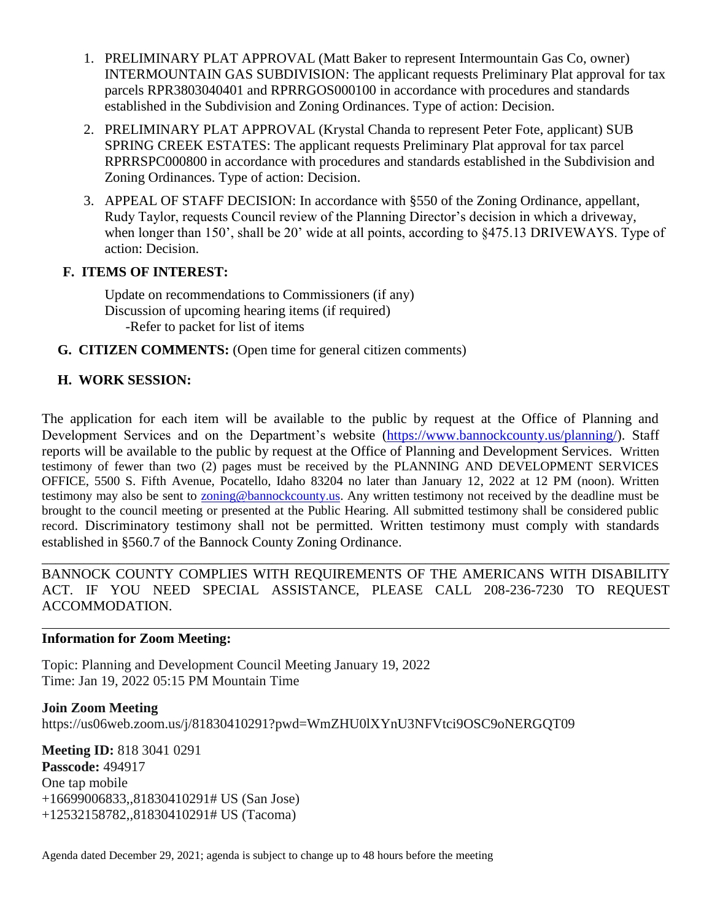1. PRELIMINARY PLAT APPROVAL (Matt Baker to represent Intermountain Gas Co, owner) INTERMOUNTAIN GAS SUBDIVISION: The applicant requests Preliminary Plat approval for tax parcels RPR3803040401 and RPRRGOS000100 in accordance with procedures and standards established in the Subdivision and Zoning Ordinances. Type of action: Decision.
2. PRELIMINARY PLAT APPROVAL (Krystal Chanda to represent Peter Fote, applicant) SUB SPRING CREEK ESTATES: The applicant requests Preliminary Plat approval for tax parcel RPRRSPC000800 in accordance with procedures and standards established in the Subdivision and Zoning Ordinances. Type of action: Decision.
3. APPEAL OF STAFF DECISION: In accordance with §550 of the Zoning Ordinance, appellant, Rudy Taylor, requests Council review of the Planning Director's decision in which a driveway, when longer than 150', shall be 20' wide at all points, according to §475.13 DRIVEWAYS. Type of action: Decision.

**F. ITEMS OF INTEREST:**

Update on recommendations to Commissioners (if any)
Discussion of upcoming hearing items (if required)
-Refer to packet for list of items

**G. CITIZEN COMMENTS:** (Open time for general citizen comments)

**H. WORK SESSION:**

The application for each item will be available to the public by request at the Office of Planning and Development Services and on the Department's website (https://www.bannockcounty.us/planning/). Staff reports will be available to the public by request at the Office of Planning and Development Services. Written testimony of fewer than two (2) pages must be received by the PLANNING AND DEVELOPMENT SERVICES OFFICE, 5500 S. Fifth Avenue, Pocatello, Idaho 83204 no later than January 12, 2022 at 12 PM (noon). Written testimony may also be sent to zoning@bannockcounty.us. Any written testimony not received by the deadline must be brought to the council meeting or presented at the Public Hearing. All submitted testimony shall be considered public record. Discriminatory testimony shall not be permitted. Written testimony must comply with standards established in §560.7 of the Bannock County Zoning Ordinance.

---

BANNOCK COUNTY COMPLIES WITH REQUIREMENTS OF THE AMERICANS WITH DISABILITY ACT. IF YOU NEED SPECIAL ASSISTANCE, PLEASE CALL 208-236-7230 TO REQUEST ACCOMMODATION.

---

**Information for Zoom Meeting:**

Topic: Planning and Development Council Meeting January 19, 2022
Time: Jan 19, 2022 05:15 PM Mountain Time

**Join Zoom Meeting**
https://us06web.zoom.us/j/81830410291?pwd=WmZHU0lXYnU3NFVtci9OSC9oNERGQT09

**Meeting ID:** 818 3041 0291
**Passcode:** 494917
One tap mobile
+16699006833,,81830410291# US (San Jose)
+12532158782,,81830410291# US (Tacoma)

Agenda dated December 29, 2021; agenda is subject to change up to 48 hours before the meeting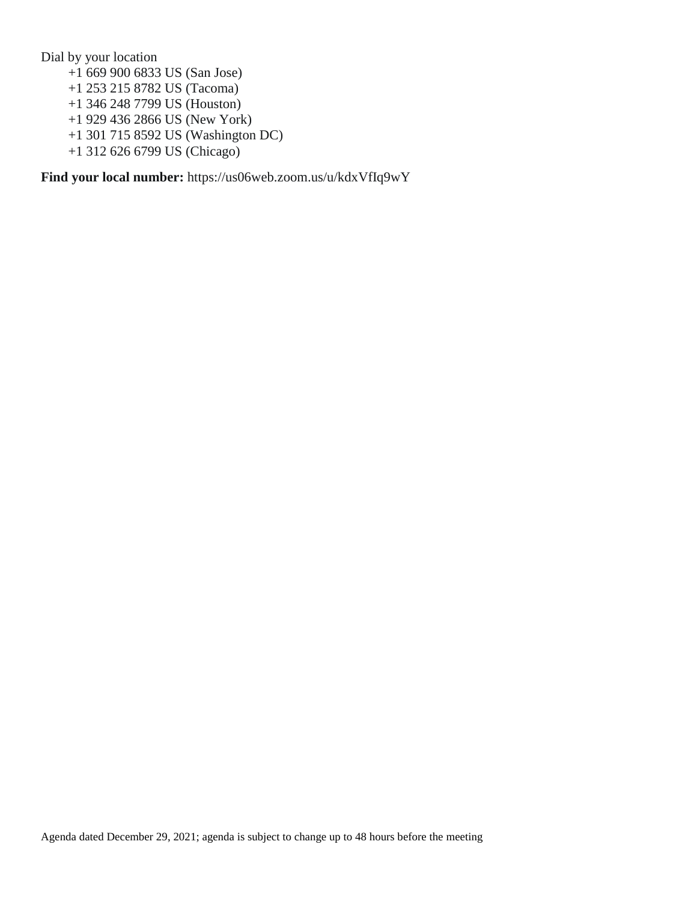Dial by your location

- +1 669 900 6833 US (San Jose)
- +1 253 215 8782 US (Tacoma)
- +1 346 248 7799 US (Houston)
- +1 929 436 2866 US (New York)
- +1 301 715 8592 US (Washington DC)
- +1 312 626 6799 US (Chicago)

**Find your local number:** https://us06web.zoom.us/u/kdxVfIq9wY

Agenda dated December 29, 2021; agenda is subject to change up to 48 hours before the meeting